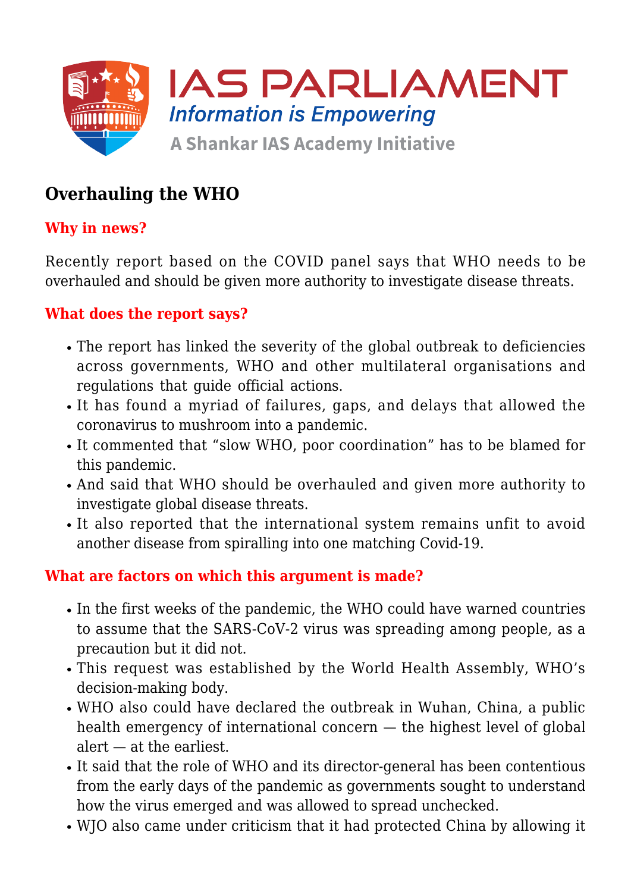## Overhauling the WHO

### Why in news?

Recently report based on the COVID panel says that WHO needs to be overhauled and should be given more authority to investigate disease threats.

### What does the report says?

- The report has linked the severity of the global outbreak to deficiencies across governments, WHO and other multilateral organisations and regulations that guide official actions.
- It has found a myriad of failures, gaps, and delays that allowed the coronavirus to mushroom into a pandemic.
- It commented that "slow WHO, poor coordination" has to be blamed for this pandemic.
- And said that WHO should be overhauled and given more authority to investigate global disease threats.
- It also reported that the international system remains unfit to avoid another disease from spiralling into one matching Covid-19.

### What are factors on which this argument is made?

- In the first weeks of the pandemic, the WHO could have warned countries to assume that the SARS-CoV-2 virus was spreading among people, as a precaution but it did not.
- This request was established by the World Health Assembly, WHO's decision-making body.
- WHO also could have declared the outbreak in Wuhan, China, a public health emergency of international concern — the highest level of global alert — at the earliest.
- It said that the role of WHO and its director-general has been contentious from the early days of the pandemic as governments sought to understand how the virus emerged and was allowed to spread unchecked.
- WJO also came under criticism that it had protected China by allowing it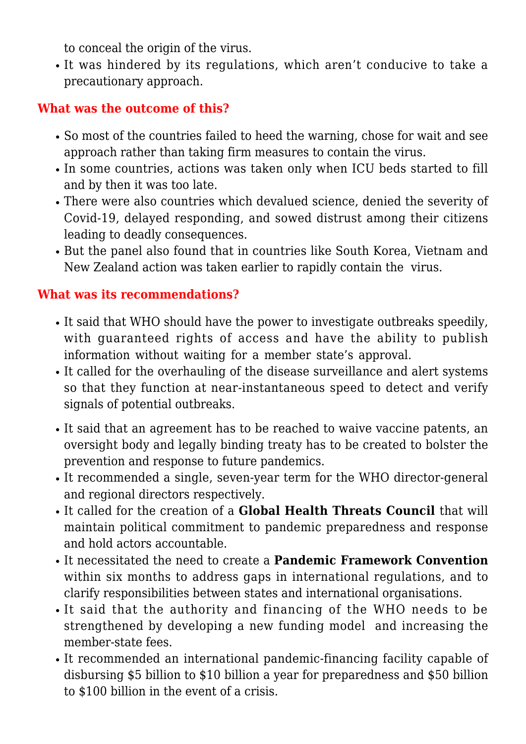to conceal the origin of the virus.

- It was hindered by its regulations, which aren't conducive to take a precautionary approach.

### What was the outcome of this?

- So most of the countries failed to heed the warning, chose for wait and see approach rather than taking firm measures to contain the virus.
- In some countries, actions was taken only when ICU beds started to fill and by then it was too late.
- There were also countries which devalued science, denied the severity of Covid-19, delayed responding, and sowed distrust among their citizens leading to deadly consequences.
- But the panel also found that in countries like South Korea, Vietnam and New Zealand action was taken earlier to rapidly contain the virus.

### What was its recommendations?

- It said that WHO should have the power to investigate outbreaks speedily, with guaranteed rights of access and have the ability to publish information without waiting for a member state's approval.
- It called for the overhauling of the disease surveillance and alert systems so that they function at near-instantaneous speed to detect and verify signals of potential outbreaks.
- It said that an agreement has to be reached to waive vaccine patents, an oversight body and legally binding treaty has to be created to bolster the prevention and response to future pandemics.
- It recommended a single, seven-year term for the WHO director-general and regional directors respectively.
- It called for the creation of a **Global Health Threats Council** that will maintain political commitment to pandemic preparedness and response and hold actors accountable.
- It necessitated the need to create a **Pandemic Framework Convention** within six months to address gaps in international regulations, and to clarify responsibilities between states and international organisations.
- It said that the authority and financing of the WHO needs to be strengthened by developing a new funding model and increasing the member-state fees.
- It recommended an international pandemic-financing facility capable of disbursing $5 billion to $10 billion a year for preparedness and $50 billion to $100 billion in the event of a crisis.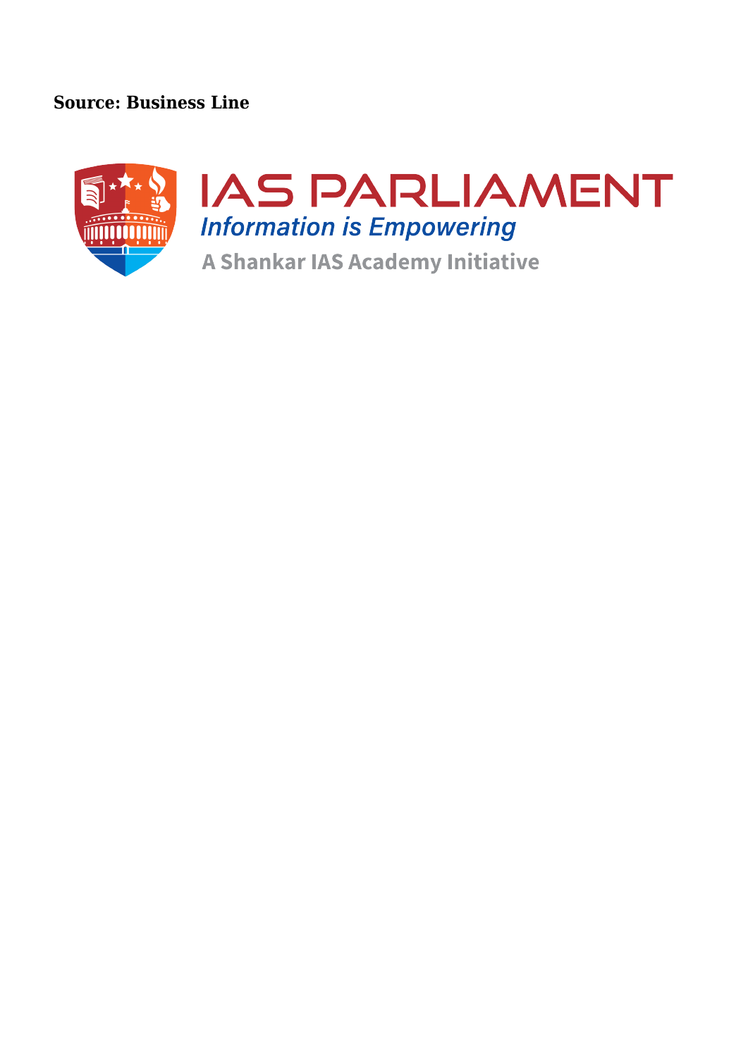**Source: Business Line**